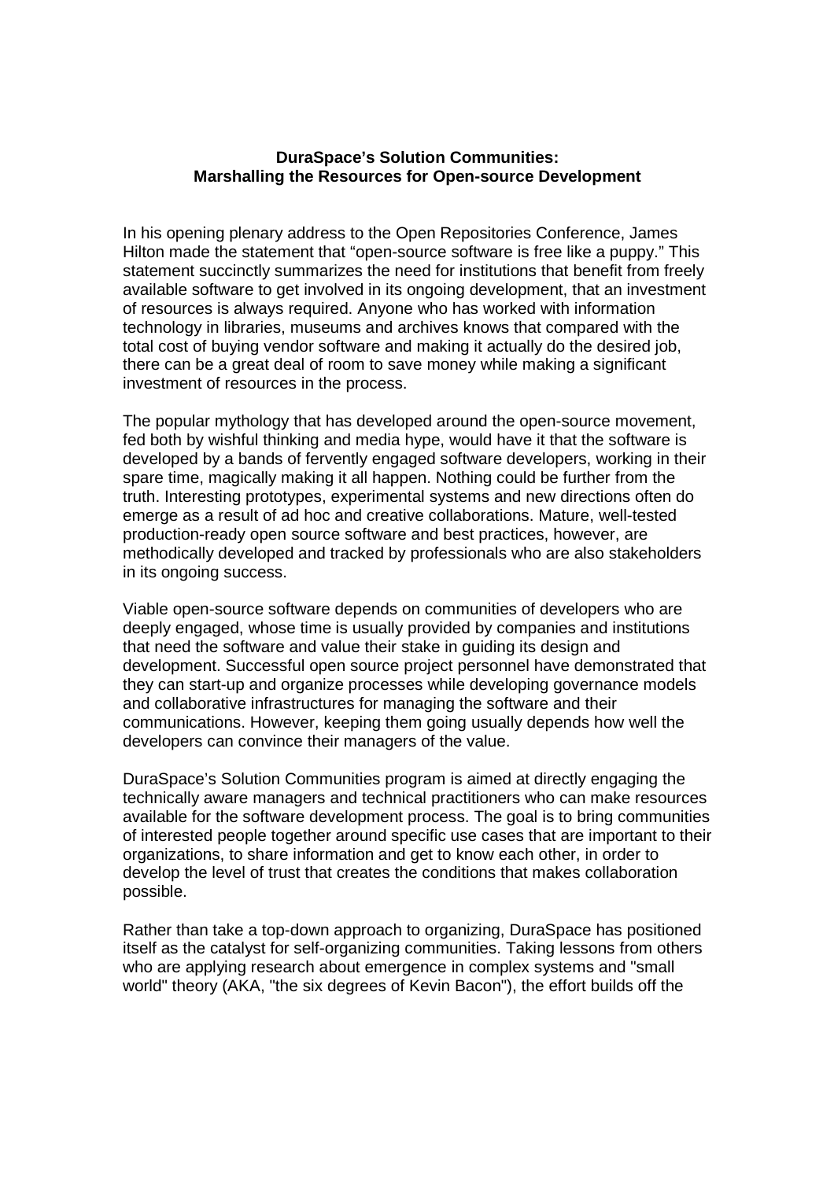**DuraSpace's Solution Communities:**
**Marshalling the Resources for Open-source Development**

In his opening plenary address to the Open Repositories Conference, James Hilton made the statement that "open-source software is free like a puppy." This statement succinctly summarizes the need for institutions that benefit from freely available software to get involved in its ongoing development, that an investment of resources is always required. Anyone who has worked with information technology in libraries, museums and archives knows that compared with the total cost of buying vendor software and making it actually do the desired job, there can be a great deal of room to save money while making a significant investment of resources in the process.

The popular mythology that has developed around the open-source movement, fed both by wishful thinking and media hype, would have it that the software is developed by a bands of fervently engaged software developers, working in their spare time, magically making it all happen. Nothing could be further from the truth. Interesting prototypes, experimental systems and new directions often do emerge as a result of ad hoc and creative collaborations. Mature, well-tested production-ready open source software and best practices, however, are methodically developed and tracked by professionals who are also stakeholders in its ongoing success.

Viable open-source software depends on communities of developers who are deeply engaged, whose time is usually provided by companies and institutions that need the software and value their stake in guiding its design and development. Successful open source project personnel have demonstrated that they can start-up and organize processes while developing governance models and collaborative infrastructures for managing the software and their communications. However, keeping them going usually depends how well the developers can convince their managers of the value.

DuraSpace's Solution Communities program is aimed at directly engaging the technically aware managers and technical practitioners who can make resources available for the software development process. The goal is to bring communities of interested people together around specific use cases that are important to their organizations, to share information and get to know each other, in order to develop the level of trust that creates the conditions that makes collaboration possible.

Rather than take a top-down approach to organizing, DuraSpace has positioned itself as the catalyst for self-organizing communities. Taking lessons from others who are applying research about emergence in complex systems and "small world" theory (AKA, "the six degrees of Kevin Bacon"), the effort builds off the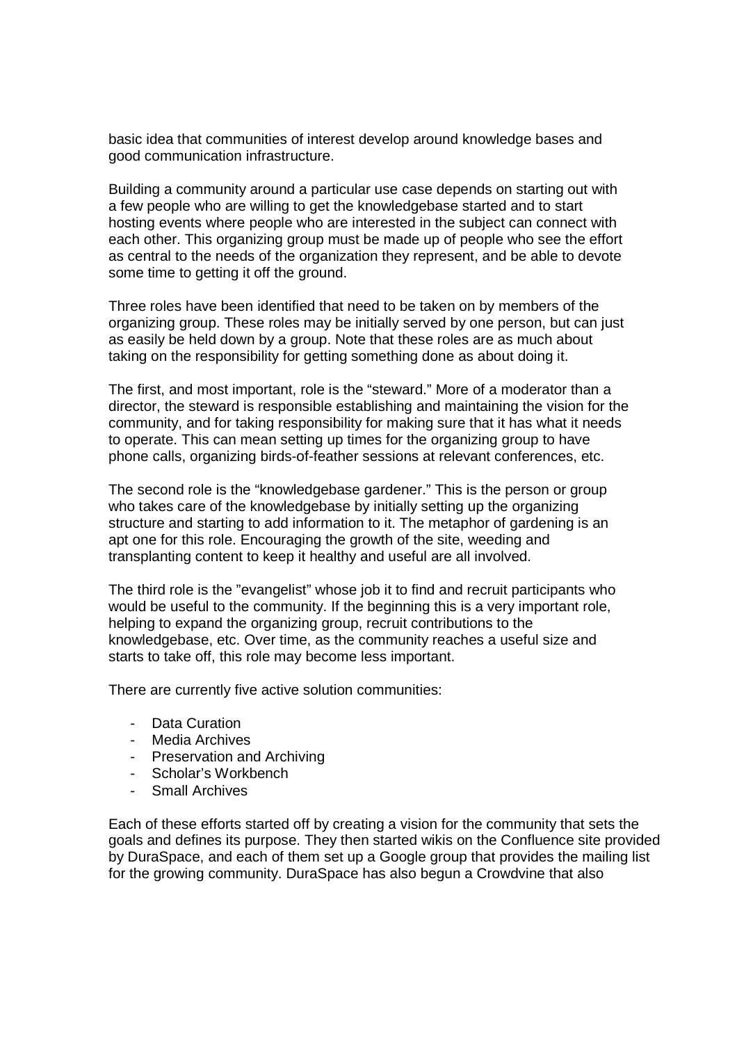basic idea that communities of interest develop around knowledge bases and good communication infrastructure.

Building a community around a particular use case depends on starting out with a few people who are willing to get the knowledgebase started and to start hosting events where people who are interested in the subject can connect with each other. This organizing group must be made up of people who see the effort as central to the needs of the organization they represent, and be able to devote some time to getting it off the ground.

Three roles have been identified that need to be taken on by members of the organizing group. These roles may be initially served by one person, but can just as easily be held down by a group. Note that these roles are as much about taking on the responsibility for getting something done as about doing it.

The first, and most important, role is the "steward." More of a moderator than a director, the steward is responsible establishing and maintaining the vision for the community, and for taking responsibility for making sure that it has what it needs to operate. This can mean setting up times for the organizing group to have phone calls, organizing birds-of-feather sessions at relevant conferences, etc.

The second role is the "knowledgebase gardener." This is the person or group who takes care of the knowledgebase by initially setting up the organizing structure and starting to add information to it. The metaphor of gardening is an apt one for this role. Encouraging the growth of the site, weeding and transplanting content to keep it healthy and useful are all involved.

The third role is the "evangelist" whose job it to find and recruit participants who would be useful to the community. If the beginning this is a very important role, helping to expand the organizing group, recruit contributions to the knowledgebase, etc. Over time, as the community reaches a useful size and starts to take off, this role may become less important.

There are currently five active solution communities:

- Data Curation
- Media Archives
- Preservation and Archiving
- Scholar's Workbench
- Small Archives

Each of these efforts started off by creating a vision for the community that sets the goals and defines its purpose. They then started wikis on the Confluence site provided by DuraSpace, and each of them set up a Google group that provides the mailing list for the growing community. DuraSpace has also begun a Crowdvine that also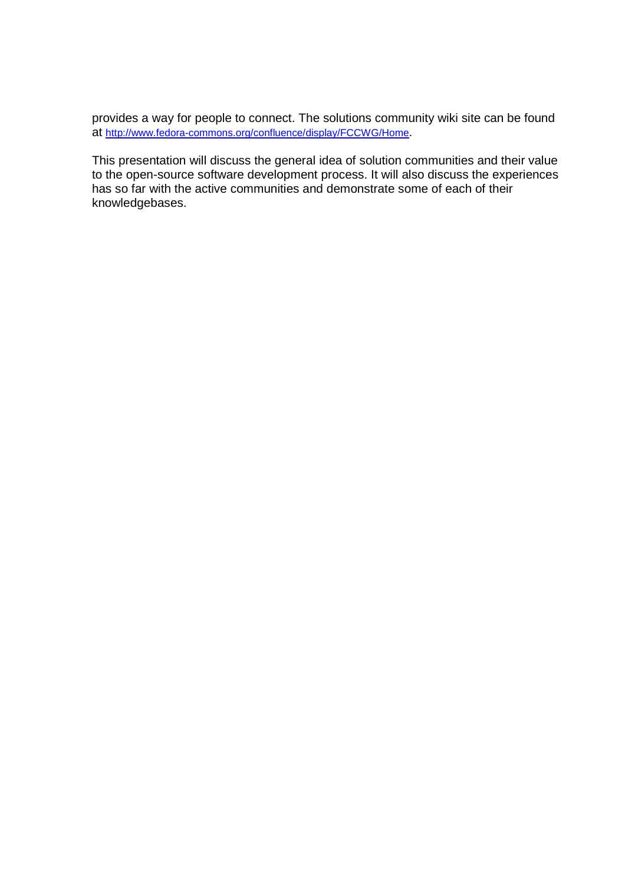provides a way for people to connect. The solutions community wiki site can be found at http://www.fedora-commons.org/confluence/display/FCCWG/Home.

This presentation will discuss the general idea of solution communities and their value to the open-source software development process. It will also discuss the experiences has so far with the active communities and demonstrate some of each of their knowledgebases.